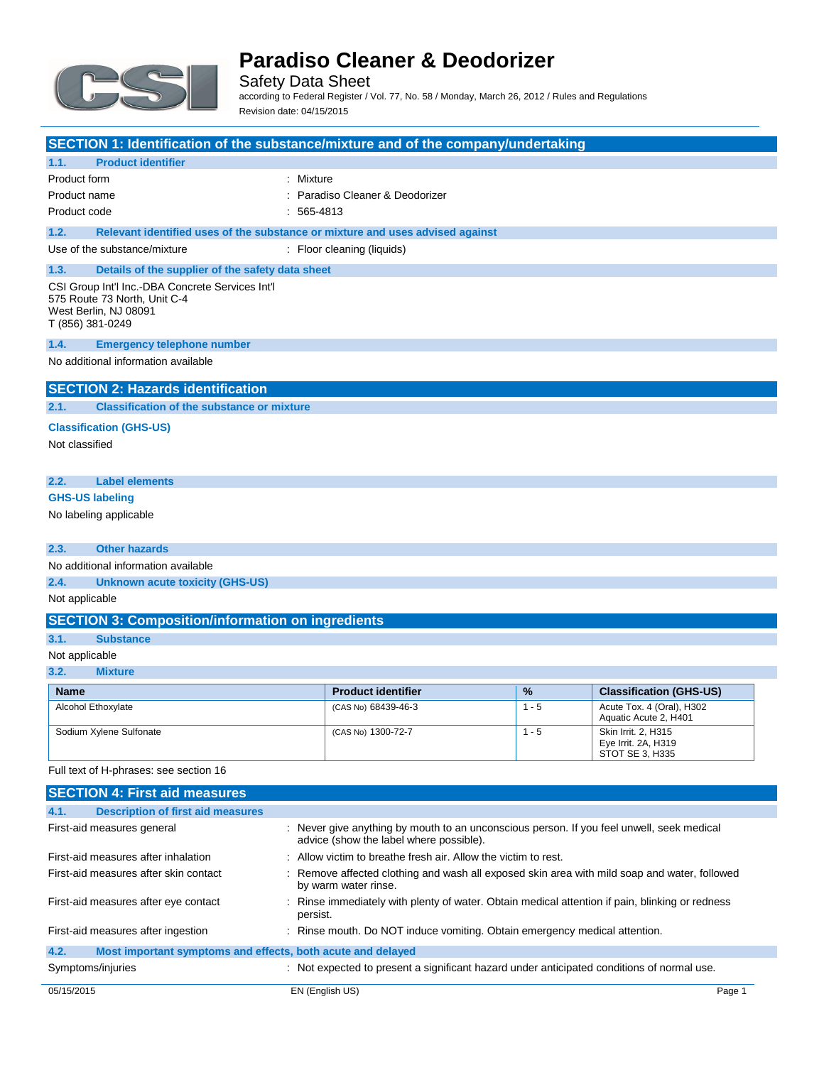# Paradiso Cleaner & Deodorizer

Safety Data Sheet

according to Federal Register / Vol. 77, No. 58 / Monday, March 26, 2012 / Rules and Regulations

Revision date: 04/15/2015

## SECTION 1: Identification of the substance/mixture and of the company/undertaking

### 1.1. Product identifier

Product form : Mixture

Product name : Paradiso Cleaner & Deodorizer

Product code : 565-4813

### 1.2. Relevant identified uses of the substance or mixture and uses advised against

Use of the substance/mixture : Floor cleaning (liquids)

### 1.3. Details of the supplier of the safety data sheet

CSI Group Int'l Inc.-DBA Concrete Services Int'l
575 Route 73 North, Unit C-4
West Berlin, NJ 08091
T (856) 381-0249

### 1.4. Emergency telephone number

No additional information available

## SECTION 2: Hazards identification

### 2.1. Classification of the substance or mixture

**Classification (GHS-US)**

Not classified

### 2.2. Label elements

**GHS-US labeling**

No labeling applicable

### 2.3. Other hazards

No additional information available

### 2.4. Unknown acute toxicity (GHS-US)

Not applicable

## SECTION 3: Composition/information on ingredients

### 3.1. Substance

Not applicable

### 3.2. Mixture

| Name | Product identifier | % | Classification (GHS-US) |
|---|---|---|---|
| Alcohol Ethoxylate | (CAS No) 68439-46-3 | 1 - 5 | Acute Tox. 4 (Oral), H302<br>Aquatic Acute 2, H401 |
| Sodium Xylene Sulfonate | (CAS No) 1300-72-7 | 1 - 5 | Skin Irrit. 2, H315<br>Eye Irrit. 2A, H319<br>STOT SE 3, H335 |

Full text of H-phrases: see section 16

## SECTION 4: First aid measures

### 4.1. Description of first aid measures

First-aid measures general : Never give anything by mouth to an unconscious person. If you feel unwell, seek medical advice (show the label where possible).

First-aid measures after inhalation : Allow victim to breathe fresh air. Allow the victim to rest.

First-aid measures after skin contact : Remove affected clothing and wash all exposed skin area with mild soap and water, followed by warm water rinse.

First-aid measures after eye contact : Rinse immediately with plenty of water. Obtain medical attention if pain, blinking or redness persist.

First-aid measures after ingestion : Rinse mouth. Do NOT induce vomiting. Obtain emergency medical attention.

### 4.2. Most important symptoms and effects, both acute and delayed

Symptoms/injuries : Not expected to present a significant hazard under anticipated conditions of normal use.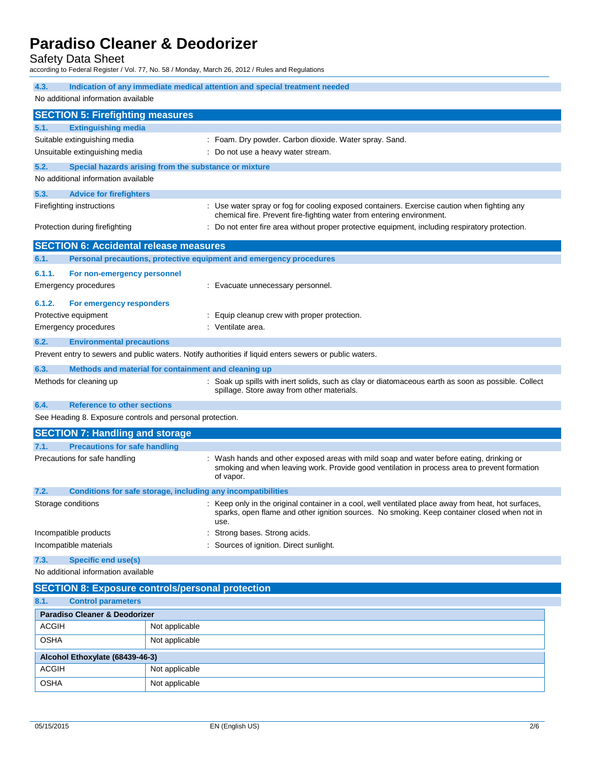### 4.3. Indication of any immediate medical attention and special treatment needed

No additional information available

## SECTION 5: Firefighting measures

### 5.1. Extinguishing media

Suitable extinguishing media : Foam. Dry powder. Carbon dioxide. Water spray. Sand.

Unsuitable extinguishing media : Do not use a heavy water stream.

### 5.2. Special hazards arising from the substance or mixture

No additional information available

### 5.3. Advice for firefighters

Firefighting instructions : Use water spray or fog for cooling exposed containers. Exercise caution when fighting any chemical fire. Prevent fire-fighting water from entering environment.

Protection during firefighting : Do not enter fire area without proper protective equipment, including respiratory protection.

## SECTION 6: Accidental release measures

### 6.1. Personal precautions, protective equipment and emergency procedures

#### 6.1.1. For non-emergency personnel

Emergency procedures : Evacuate unnecessary personnel.

#### 6.1.2. For emergency responders

Protective equipment : Equip cleanup crew with proper protection.

Emergency procedures : Ventilate area.

### 6.2. Environmental precautions

Prevent entry to sewers and public waters. Notify authorities if liquid enters sewers or public waters.

### 6.3. Methods and material for containment and cleaning up

Methods for cleaning up : Soak up spills with inert solids, such as clay or diatomaceous earth as soon as possible. Collect spillage. Store away from other materials.

### 6.4. Reference to other sections

See Heading 8. Exposure controls and personal protection.

## SECTION 7: Handling and storage

### 7.1. Precautions for safe handling

Precautions for safe handling : Wash hands and other exposed areas with mild soap and water before eating, drinking or smoking and when leaving work. Provide good ventilation in process area to prevent formation of vapor.

### 7.2. Conditions for safe storage, including any incompatibilities

Storage conditions : Keep only in the original container in a cool, well ventilated place away from heat, hot surfaces, sparks, open flame and other ignition sources. No smoking. Keep container closed when not in use.

Incompatible products : Strong bases. Strong acids.

Incompatible materials : Sources of ignition. Direct sunlight.

### 7.3. Specific end use(s)

No additional information available

## SECTION 8: Exposure controls/personal protection

### 8.1. Control parameters

| Paradiso Cleaner & Deodorizer | |
|---|---|
| ACGIH | Not applicable |
| OSHA | Not applicable |

| Alcohol Ethoxylate (68439-46-3) | |
|---|---|
| ACGIH | Not applicable |
| OSHA | Not applicable |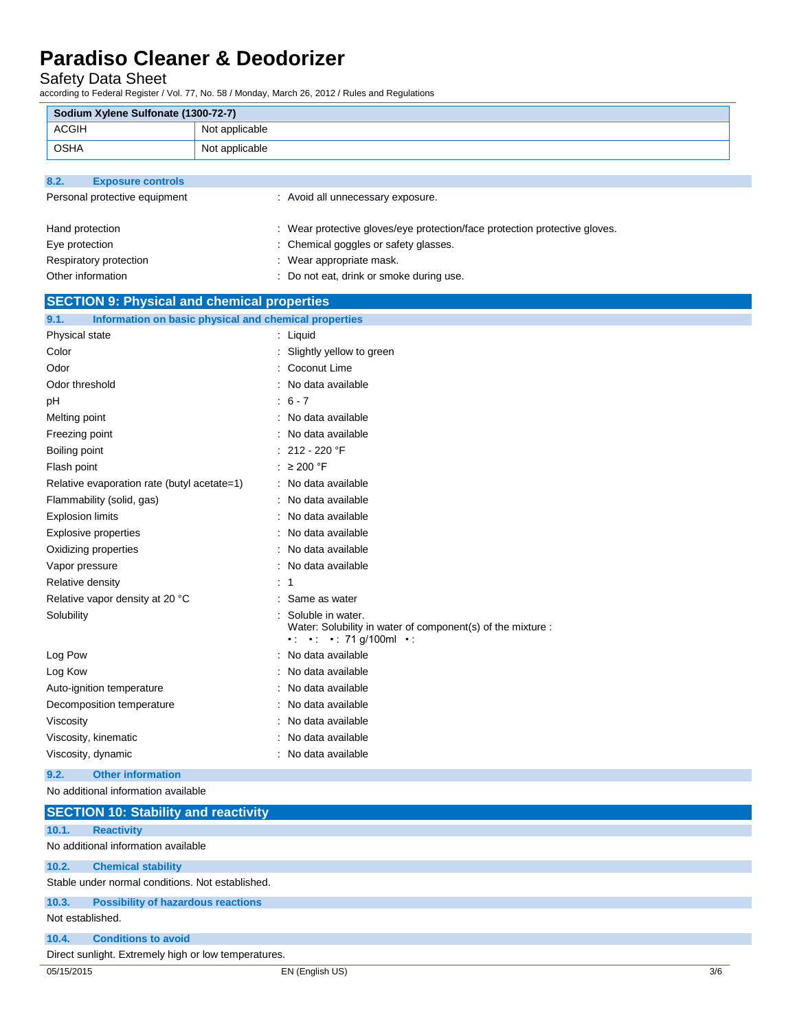| Sodium Xylene Sulfonate (1300-72-7) | |
|---|---|
| ACGIH | Not applicable |
| OSHA | Not applicable |

### 8.2. Exposure controls

Personal protective equipment : Avoid all unnecessary exposure.

Hand protection : Wear protective gloves/eye protection/face protection protective gloves.

Eye protection : Chemical goggles or safety glasses.

Respiratory protection : Wear appropriate mask.

Other information : Do not eat, drink or smoke during use.

## SECTION 9: Physical and chemical properties

### 9.1. Information on basic physical and chemical properties

Physical state : Liquid

Color : Slightly yellow to green

Odor : Coconut Lime

Odor threshold : No data available

pH : 6 - 7

Melting point : No data available

Freezing point : No data available

Boiling point : 212 - 220 °F

Flash point : ≥ 200 °F

Relative evaporation rate (butyl acetate=1) : No data available

Flammability (solid, gas) : No data available

Explosion limits : No data available

Explosive properties : No data available

Oxidizing properties : No data available

Vapor pressure : No data available

Relative density : 1

Relative vapor density at 20 °C : Same as water

Solubility : Soluble in water.
Water: Solubility in water of component(s) of the mixture :
• : • : • : 71 g/100ml • :

Log Pow : No data available

Log Kow : No data available

Auto-ignition temperature : No data available

Decomposition temperature : No data available

Viscosity : No data available

Viscosity, kinematic : No data available

Viscosity, dynamic : No data available

### 9.2. Other information

No additional information available

## SECTION 10: Stability and reactivity

### 10.1. Reactivity

No additional information available

### 10.2. Chemical stability

Stable under normal conditions. Not established.

### 10.3. Possibility of hazardous reactions

Not established.

### 10.4. Conditions to avoid

Direct sunlight. Extremely high or low temperatures.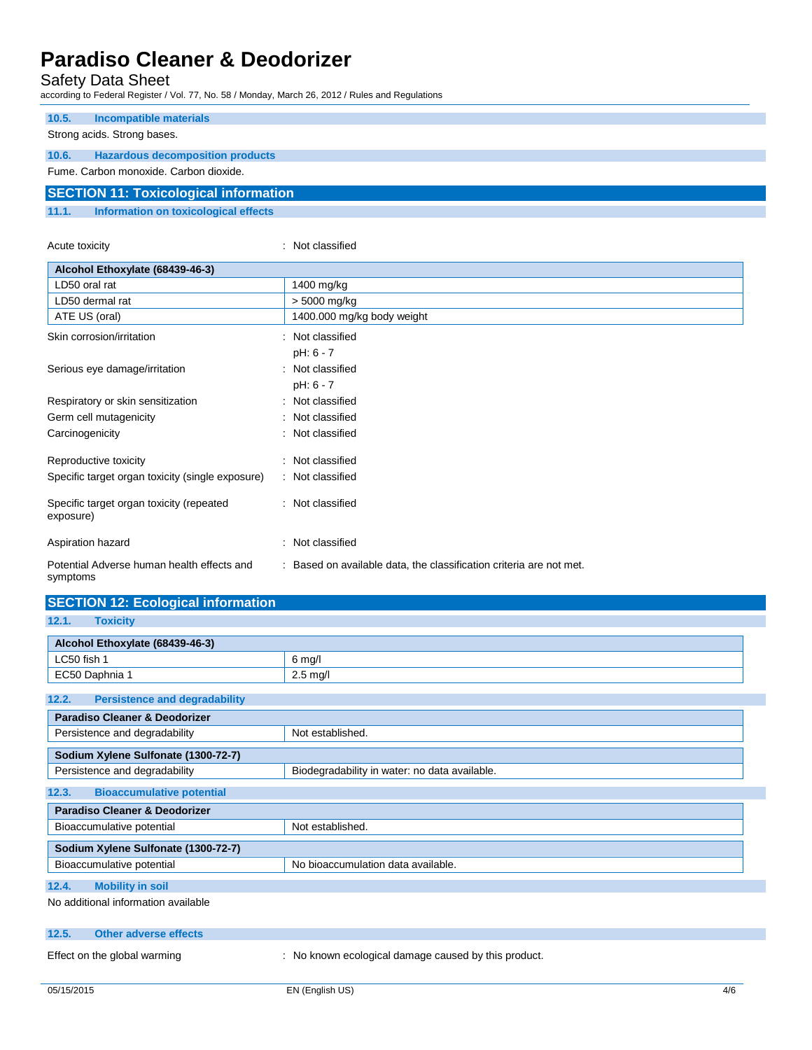### 10.5. Incompatible materials

Strong acids. Strong bases.

### 10.6. Hazardous decomposition products

Fume. Carbon monoxide. Carbon dioxide.

## SECTION 11: Toxicological information

### 11.1. Information on toxicological effects

Acute toxicity : Not classified

| Alcohol Ethoxylate (68439-46-3) | |
|---|---|
| LD50 oral rat | 1400 mg/kg |
| LD50 dermal rat | > 5000 mg/kg |
| ATE US (oral) | 1400.000 mg/kg body weight |

Skin corrosion/irritation : Not classified
pH: 6 - 7

Serious eye damage/irritation : Not classified
pH: 6 - 7

Respiratory or skin sensitization : Not classified

Germ cell mutagenicity : Not classified

Carcinogenicity : Not classified

Reproductive toxicity : Not classified

Specific target organ toxicity (single exposure) : Not classified

Specific target organ toxicity (repeated exposure) : Not classified

Aspiration hazard : Not classified

Potential Adverse human health effects and symptoms : Based on available data, the classification criteria are not met.

## SECTION 12: Ecological information

### 12.1. Toxicity

| Alcohol Ethoxylate (68439-46-3) | |
|---|---|
| LC50 fish 1 | 6 mg/l |
| EC50 Daphnia 1 | 2.5 mg/l |

### 12.2. Persistence and degradability

| Paradiso Cleaner & Deodorizer | |
|---|---|
| Persistence and degradability | Not established. |

| Sodium Xylene Sulfonate (1300-72-7) | |
|---|---|
| Persistence and degradability | Biodegradability in water: no data available. |

### 12.3. Bioaccumulative potential

| Paradiso Cleaner & Deodorizer | |
|---|---|
| Bioaccumulative potential | Not established. |

| Sodium Xylene Sulfonate (1300-72-7) | |
|---|---|
| Bioaccumulative potential | No bioaccumulation data available. |

### 12.4. Mobility in soil

No additional information available

### 12.5. Other adverse effects

Effect on the global warming : No known ecological damage caused by this product.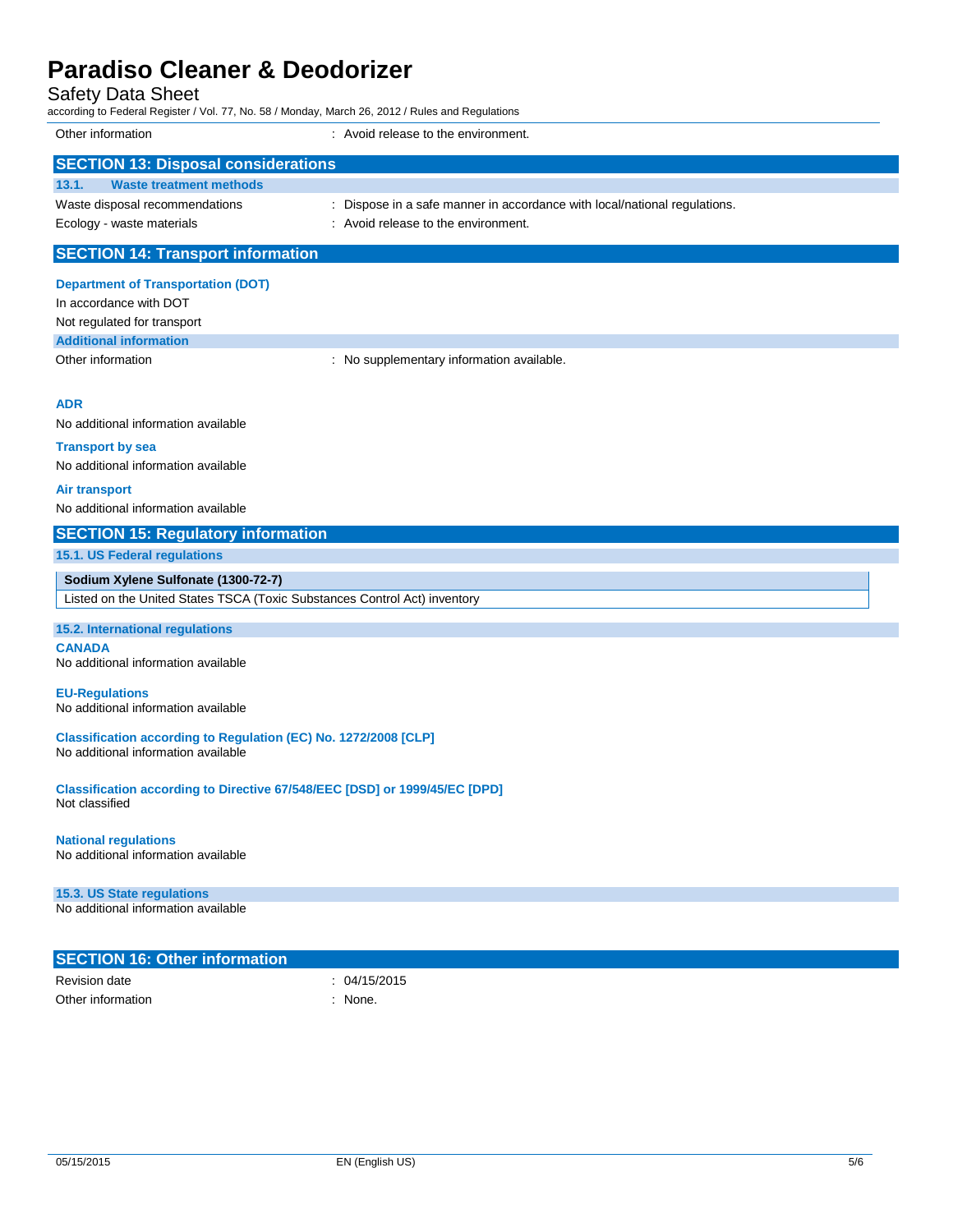Other information : Avoid release to the environment.

## SECTION 13: Disposal considerations

### 13.1. Waste treatment methods

Waste disposal recommendations : Dispose in a safe manner in accordance with local/national regulations.

Ecology - waste materials : Avoid release to the environment.

## SECTION 14: Transport information

**Department of Transportation (DOT)**

In accordance with DOT

Not regulated for transport

**Additional information**

Other information : No supplementary information available.

**ADR**

No additional information available

**Transport by sea**

No additional information available

**Air transport**

No additional information available

## SECTION 15: Regulatory information

### 15.1. US Federal regulations

| Sodium Xylene Sulfonate (1300-72-7) |
|---|
| Listed on the United States TSCA (Toxic Substances Control Act) inventory |

### 15.2. International regulations

**CANADA**

No additional information available

**EU-Regulations**

No additional information available

**Classification according to Regulation (EC) No. 1272/2008 [CLP]**

No additional information available

**Classification according to Directive 67/548/EEC [DSD] or 1999/45/EC [DPD]**

Not classified

**National regulations**

No additional information available

### 15.3. US State regulations

No additional information available

## SECTION 16: Other information

Revision date : 04/15/2015

Other information : None.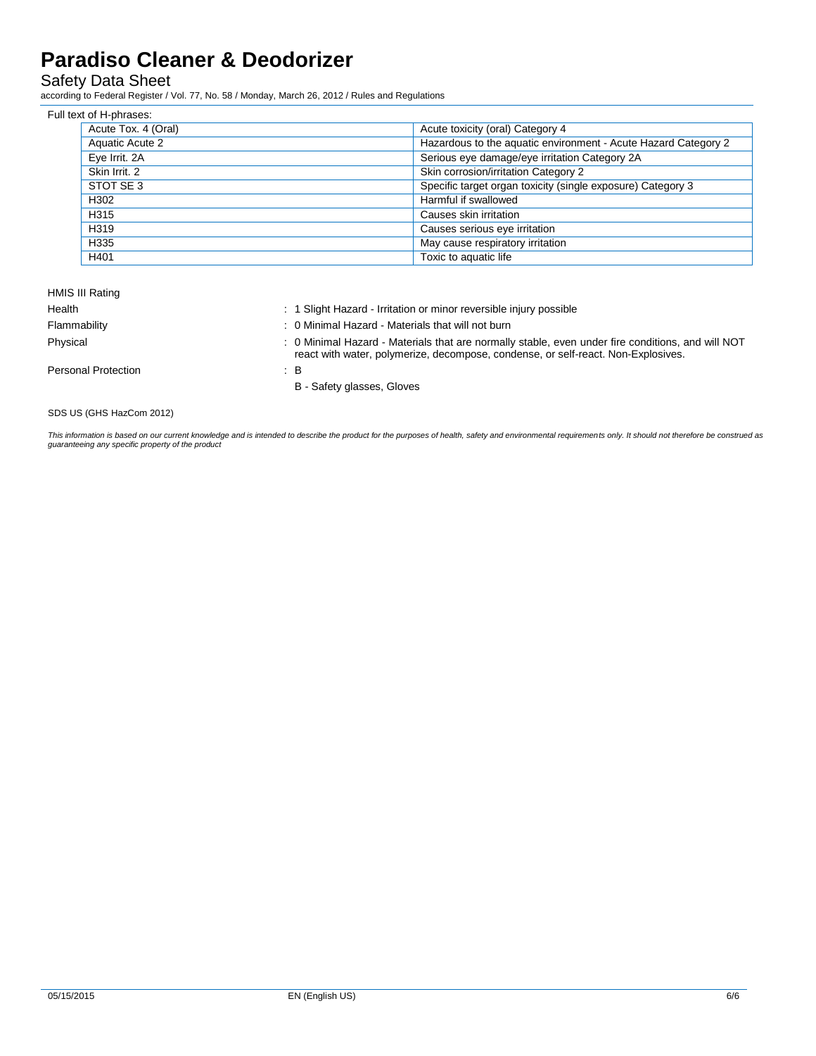Full text of H-phrases:

| | |
|---|---|
| Acute Tox. 4 (Oral) | Acute toxicity (oral) Category 4 |
| Aquatic Acute 2 | Hazardous to the aquatic environment - Acute Hazard Category 2 |
| Eye Irrit. 2A | Serious eye damage/eye irritation Category 2A |
| Skin Irrit. 2 | Skin corrosion/irritation Category 2 |
| STOT SE 3 | Specific target organ toxicity (single exposure) Category 3 |
| H302 | Harmful if swallowed |
| H315 | Causes skin irritation |
| H319 | Causes serious eye irritation |
| H335 | May cause respiratory irritation |
| H401 | Toxic to aquatic life |

HMIS III Rating

Health : 1 Slight Hazard - Irritation or minor reversible injury possible

Flammability : 0 Minimal Hazard - Materials that will not burn

Physical : 0 Minimal Hazard - Materials that are normally stable, even under fire conditions, and will NOT react with water, polymerize, decompose, condense, or self-react. Non-Explosives.

Personal Protection : B

B - Safety glasses, Gloves

SDS US (GHS HazCom 2012)

*This information is based on our current knowledge and is intended to describe the product for the purposes of health, safety and environmental requirements only. It should not therefore be construed as guaranteeing any specific property of the product*